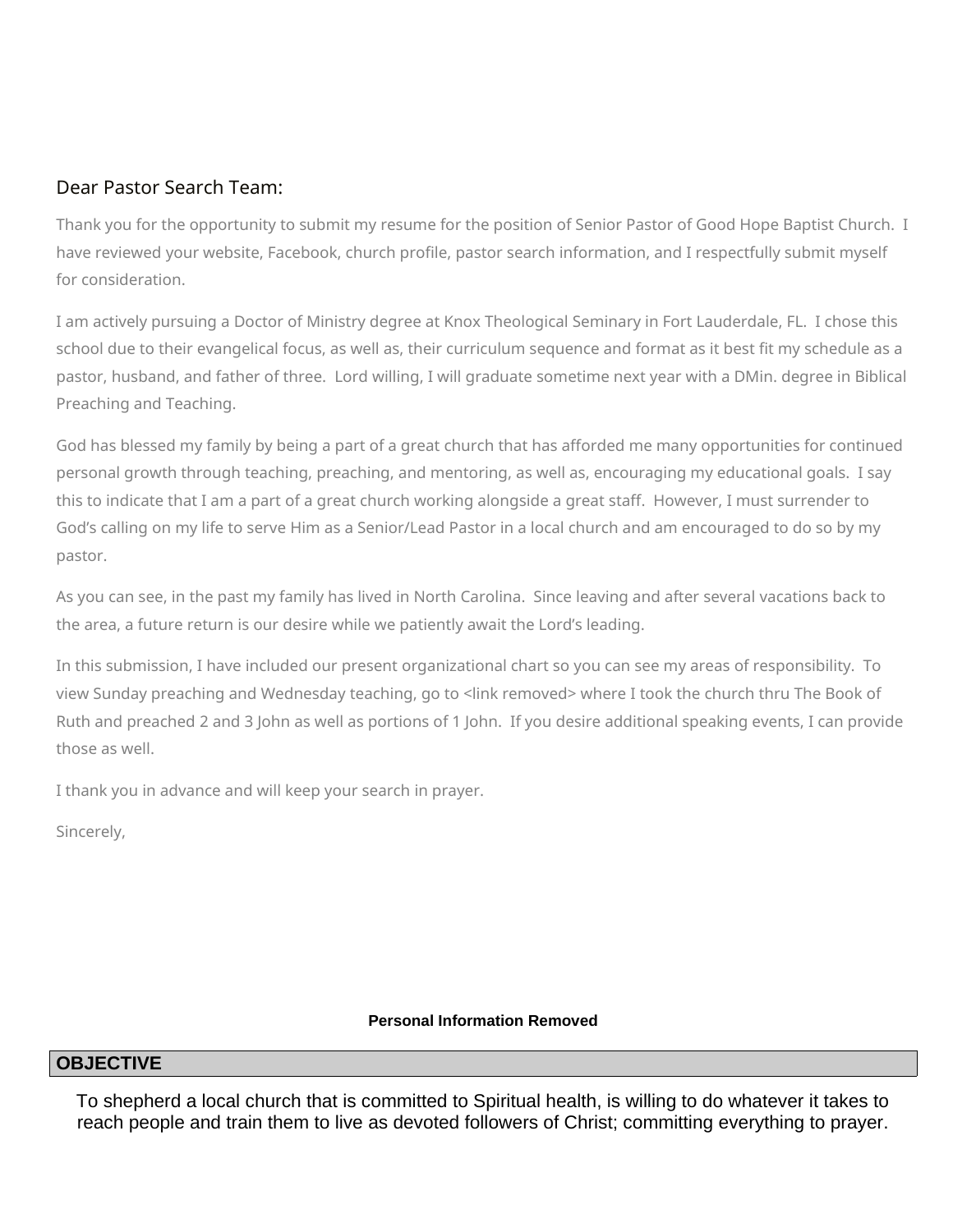Dear Pastor Search Team:

Thank you for the opportunity to submit my resume for the position of Senior Pastor of Good Hope Baptist Church. I have reviewed your website, Facebook, church profile, pastor search information, and I respectfully submit myself for consideration.

I am actively pursuing a Doctor of Ministry degree at Knox Theological Seminary in Fort Lauderdale, FL. I chose this school due to their evangelical focus, as well as, their curriculum sequence and format as it best fit my schedule as a pastor, husband, and father of three. Lord willing, I will graduate sometime next year with a DMin. degree in Biblical Preaching and Teaching.

God has blessed my family by being a part of a great church that has afforded me many opportunities for continued personal growth through teaching, preaching, and mentoring, as well as, encouraging my educational goals. I say this to indicate that I am a part of a great church working alongside a great staff. However, I must surrender to God's calling on my life to serve Him as a Senior/Lead Pastor in a local church and am encouraged to do so by my pastor.

As you can see, in the past my family has lived in North Carolina. Since leaving and after several vacations back to the area, a future return is our desire while we patiently await the Lord's leading.

In this submission, I have included our present organizational chart so you can see my areas of responsibility. To view Sunday preaching and Wednesday teaching, go to <link removed> where I took the church thru The Book of Ruth and preached 2 and 3 John as well as portions of 1 John. If you desire additional speaking events, I can provide those as well.

I thank you in advance and will keep your search in prayer.

Sincerely,

**Personal Information Removed**

## OBJECTIVE

To shepherd a local church that is committed to Spiritual health, is willing to do whatever it takes to reach people and train them to live as devoted followers of Christ; committing everything to prayer.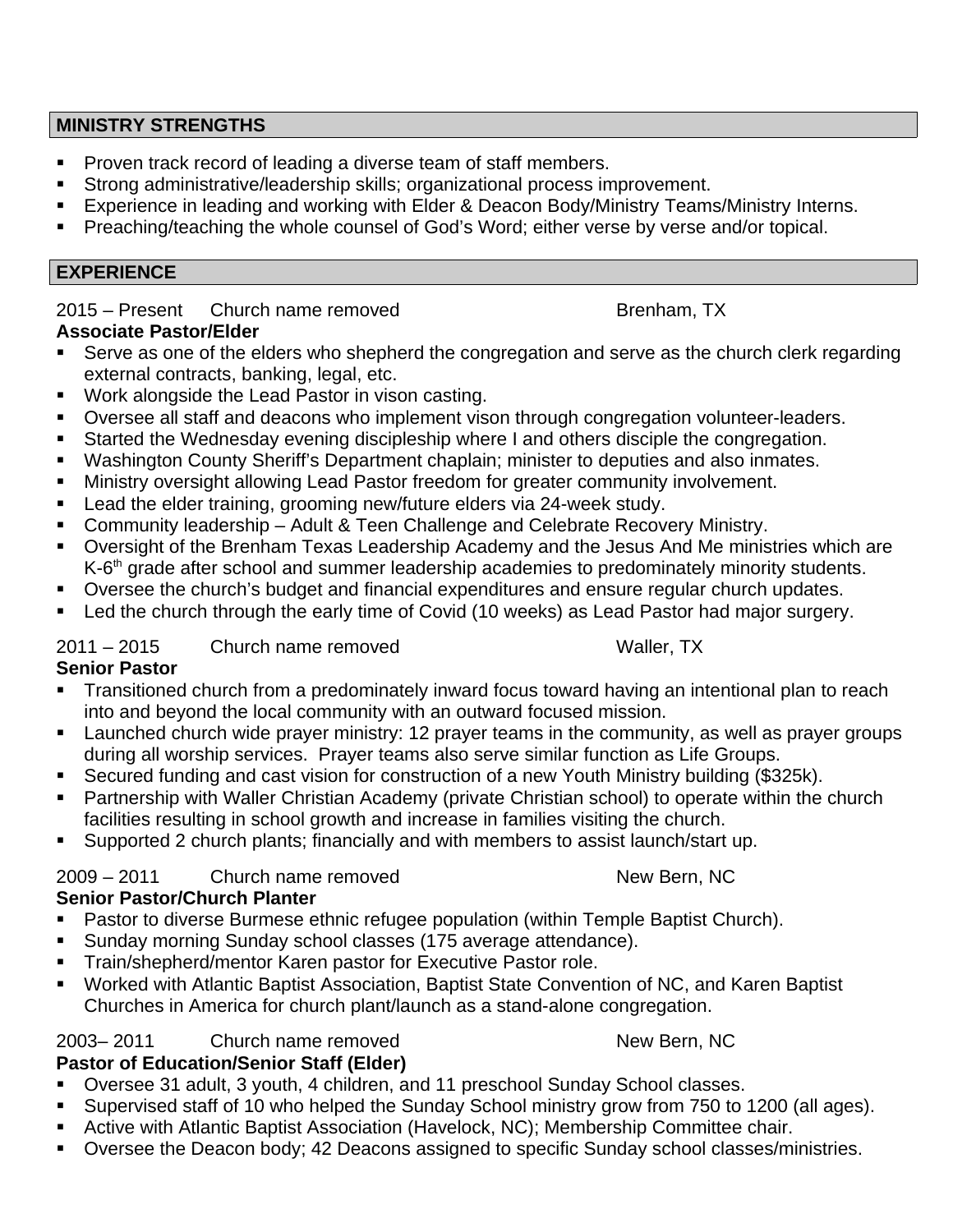## MINISTRY STRENGTHS

- Proven track record of leading a diverse team of staff members.
- Strong administrative/leadership skills; organizational process improvement.
- Experience in leading and working with Elder & Deacon Body/Ministry Teams/Ministry Interns.
- Preaching/teaching the whole counsel of God's Word; either verse by verse and/or topical.

## EXPERIENCE

2015 – Present Church name removed Brenham, TX

**Associate Pastor/Elder**

- Serve as one of the elders who shepherd the congregation and serve as the church clerk regarding external contracts, banking, legal, etc.
- Work alongside the Lead Pastor in vison casting.
- Oversee all staff and deacons who implement vison through congregation volunteer-leaders.
- Started the Wednesday evening discipleship where I and others disciple the congregation.
- Washington County Sheriff's Department chaplain; minister to deputies and also inmates.
- Ministry oversight allowing Lead Pastor freedom for greater community involvement.
- Lead the elder training, grooming new/future elders via 24-week study.
- Community leadership – Adult & Teen Challenge and Celebrate Recovery Ministry.
- Oversight of the Brenham Texas Leadership Academy and the Jesus And Me ministries which are K-6th grade after school and summer leadership academies to predominately minority students.
- Oversee the church's budget and financial expenditures and ensure regular church updates.
- Led the church through the early time of Covid (10 weeks) as Lead Pastor had major surgery.

2011 – 2015 Church name removed Waller, TX

**Senior Pastor**

- Transitioned church from a predominately inward focus toward having an intentional plan to reach into and beyond the local community with an outward focused mission.
- Launched church wide prayer ministry: 12 prayer teams in the community, as well as prayer groups during all worship services. Prayer teams also serve similar function as Life Groups.
- Secured funding and cast vision for construction of a new Youth Ministry building ($325k).
- Partnership with Waller Christian Academy (private Christian school) to operate within the church facilities resulting in school growth and increase in families visiting the church.
- Supported 2 church plants; financially and with members to assist launch/start up.

2009 – 2011 Church name removed New Bern, NC

**Senior Pastor/Church Planter**

- Pastor to diverse Burmese ethnic refugee population (within Temple Baptist Church).
- Sunday morning Sunday school classes (175 average attendance).
- Train/shepherd/mentor Karen pastor for Executive Pastor role.
- Worked with Atlantic Baptist Association, Baptist State Convention of NC, and Karen Baptist Churches in America for church plant/launch as a stand-alone congregation.

2003– 2011 Church name removed New Bern, NC

**Pastor of Education/Senior Staff (Elder)**

- Oversee 31 adult, 3 youth, 4 children, and 11 preschool Sunday School classes.
- Supervised staff of 10 who helped the Sunday School ministry grow from 750 to 1200 (all ages).
- Active with Atlantic Baptist Association (Havelock, NC); Membership Committee chair.
- Oversee the Deacon body; 42 Deacons assigned to specific Sunday school classes/ministries.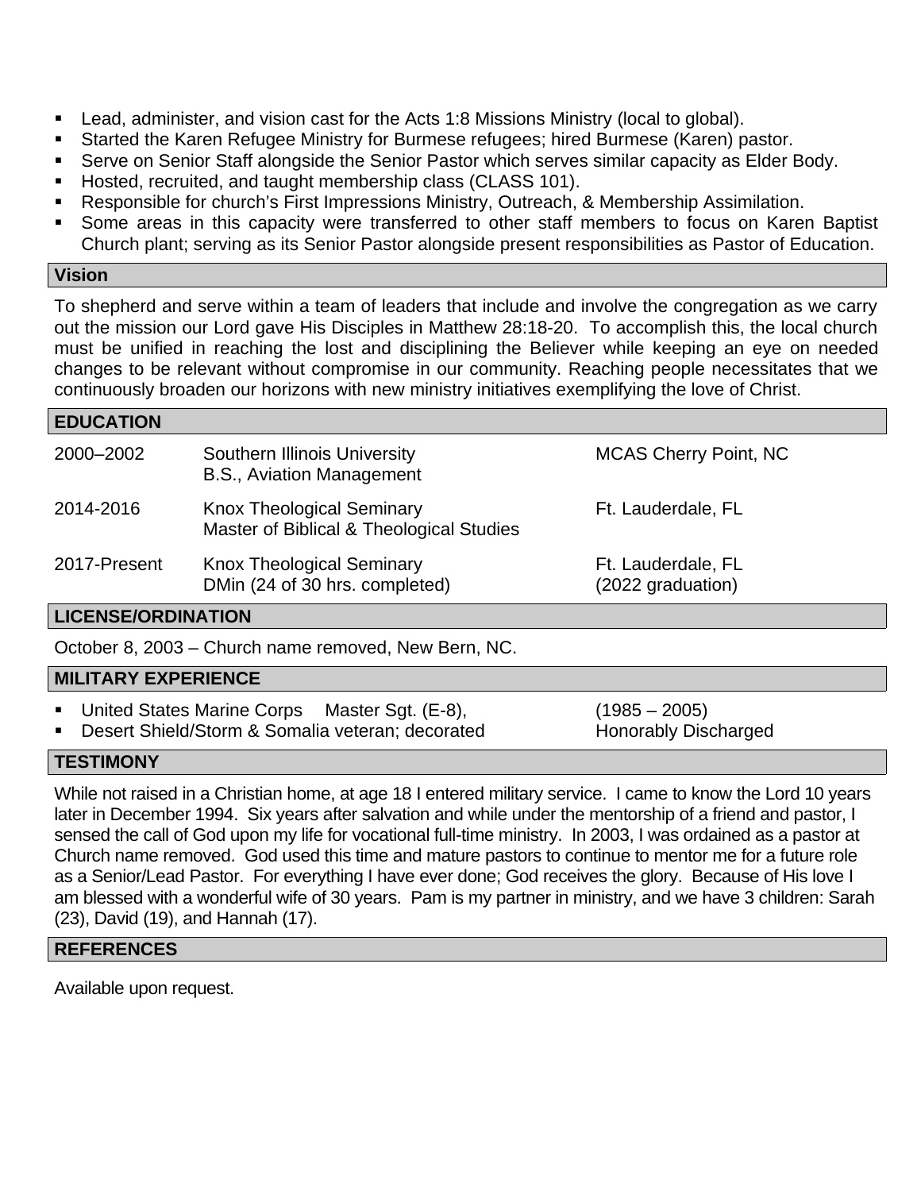- Lead, administer, and vision cast for the Acts 1:8 Missions Ministry (local to global).
- Started the Karen Refugee Ministry for Burmese refugees; hired Burmese (Karen) pastor.
- Serve on Senior Staff alongside the Senior Pastor which serves similar capacity as Elder Body.
- Hosted, recruited, and taught membership class (CLASS 101).
- Responsible for church's First Impressions Ministry, Outreach, & Membership Assimilation.
- Some areas in this capacity were transferred to other staff members to focus on Karen Baptist Church plant; serving as its Senior Pastor alongside present responsibilities as Pastor of Education.

## Vision

To shepherd and serve within a team of leaders that include and involve the congregation as we carry out the mission our Lord gave His Disciples in Matthew 28:18-20. To accomplish this, the local church must be unified in reaching the lost and disciplining the Believer while keeping an eye on needed changes to be relevant without compromise in our community. Reaching people necessitates that we continuously broaden our horizons with new ministry initiatives exemplifying the love of Christ.

## EDUCATION

| | | |
|---|---|---|
| 2000–2002 | Southern Illinois University<br>B.S., Aviation Management | MCAS Cherry Point, NC |
| 2014-2016 | Knox Theological Seminary<br>Master of Biblical & Theological Studies | Ft. Lauderdale, FL |
| 2017-Present | Knox Theological Seminary<br>DMin (24 of 30 hrs. completed) | Ft. Lauderdale, FL<br>(2022 graduation) |

## LICENSE/ORDINATION

October 8, 2003 – Church name removed, New Bern, NC.

## MILITARY EXPERIENCE

- United States Marine Corps  Master Sgt. (E-8),  (1985 – 2005)
- Desert Shield/Storm & Somalia veteran; decorated  Honorably Discharged

## TESTIMONY

While not raised in a Christian home, at age 18 I entered military service. I came to know the Lord 10 years later in December 1994. Six years after salvation and while under the mentorship of a friend and pastor, I sensed the call of God upon my life for vocational full-time ministry. In 2003, I was ordained as a pastor at Church name removed. God used this time and mature pastors to continue to mentor me for a future role as a Senior/Lead Pastor. For everything I have ever done; God receives the glory. Because of His love I am blessed with a wonderful wife of 30 years. Pam is my partner in ministry, and we have 3 children: Sarah (23), David (19), and Hannah (17).

## REFERENCES

Available upon request.